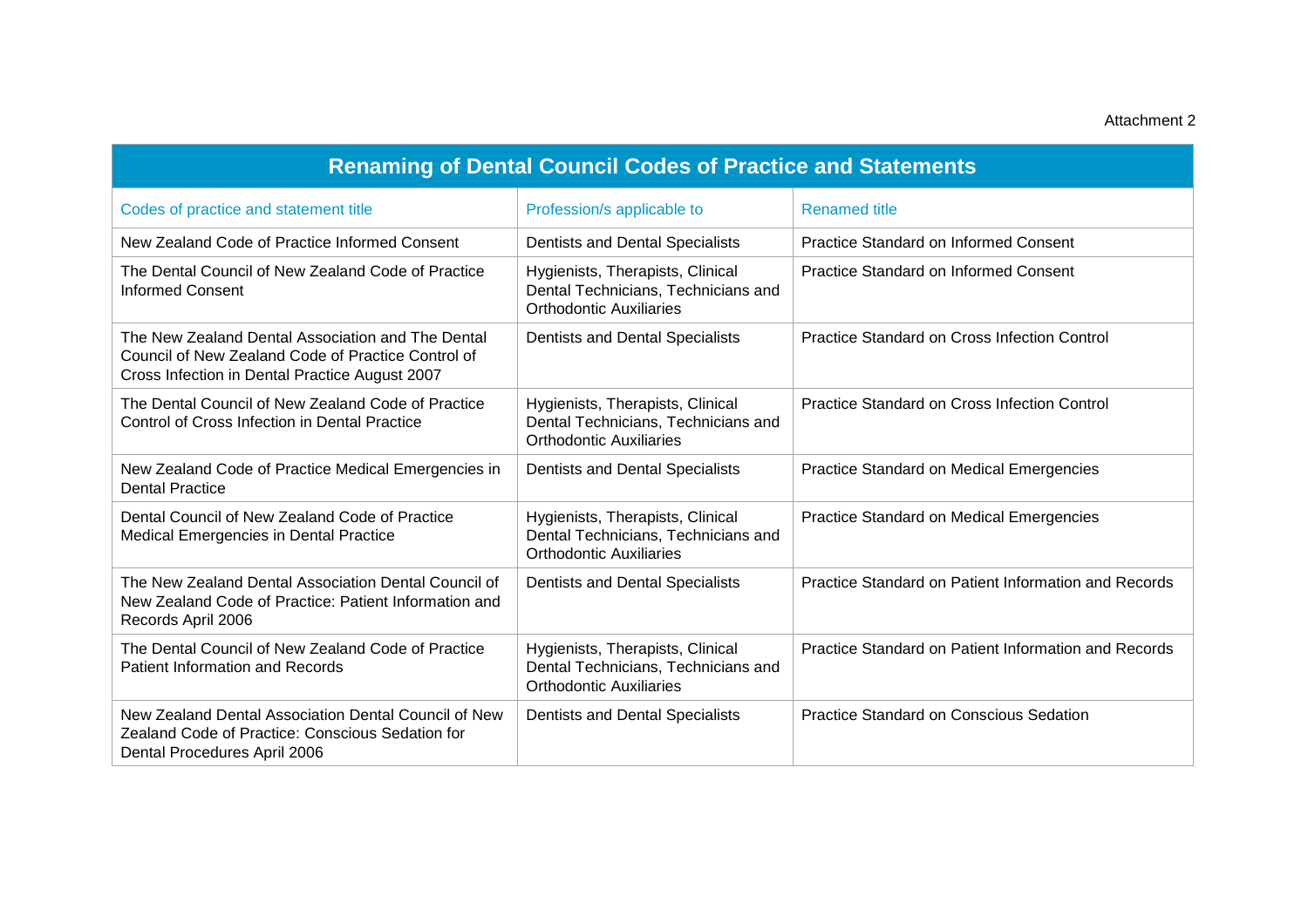Attachment 2

| Renaming of Dental Council Codes of Practice and Statements | | |
|---|---|---|
| Codes of practice and statement title | Profession/s applicable to | Renamed title |
| New Zealand Code of Practice Informed Consent | Dentists and Dental Specialists | Practice Standard on Informed Consent |
| The Dental Council of New Zealand Code of Practice Informed Consent | Hygienists, Therapists, Clinical Dental Technicians, Technicians and Orthodontic Auxiliaries | Practice Standard on Informed Consent |
| The New Zealand Dental Association and The Dental Council of New Zealand Code of Practice Control of Cross Infection in Dental Practice August 2007 | Dentists and Dental Specialists | Practice Standard on Cross Infection Control |
| The Dental Council of New Zealand Code of Practice Control of Cross Infection in Dental Practice | Hygienists, Therapists, Clinical Dental Technicians, Technicians and Orthodontic Auxiliaries | Practice Standard on Cross Infection Control |
| New Zealand Code of Practice Medical Emergencies in Dental Practice | Dentists and Dental Specialists | Practice Standard on Medical Emergencies |
| Dental Council of New Zealand Code of Practice Medical Emergencies in Dental Practice | Hygienists, Therapists, Clinical Dental Technicians, Technicians and Orthodontic Auxiliaries | Practice Standard on Medical Emergencies |
| The New Zealand Dental Association Dental Council of New Zealand Code of Practice: Patient Information and Records April 2006 | Dentists and Dental Specialists | Practice Standard on Patient Information and Records |
| The Dental Council of New Zealand Code of Practice Patient Information and Records | Hygienists, Therapists, Clinical Dental Technicians, Technicians and Orthodontic Auxiliaries | Practice Standard on Patient Information and Records |
| New Zealand Dental Association Dental Council of New Zealand Code of Practice: Conscious Sedation for Dental Procedures April 2006 | Dentists and Dental Specialists | Practice Standard on Conscious Sedation |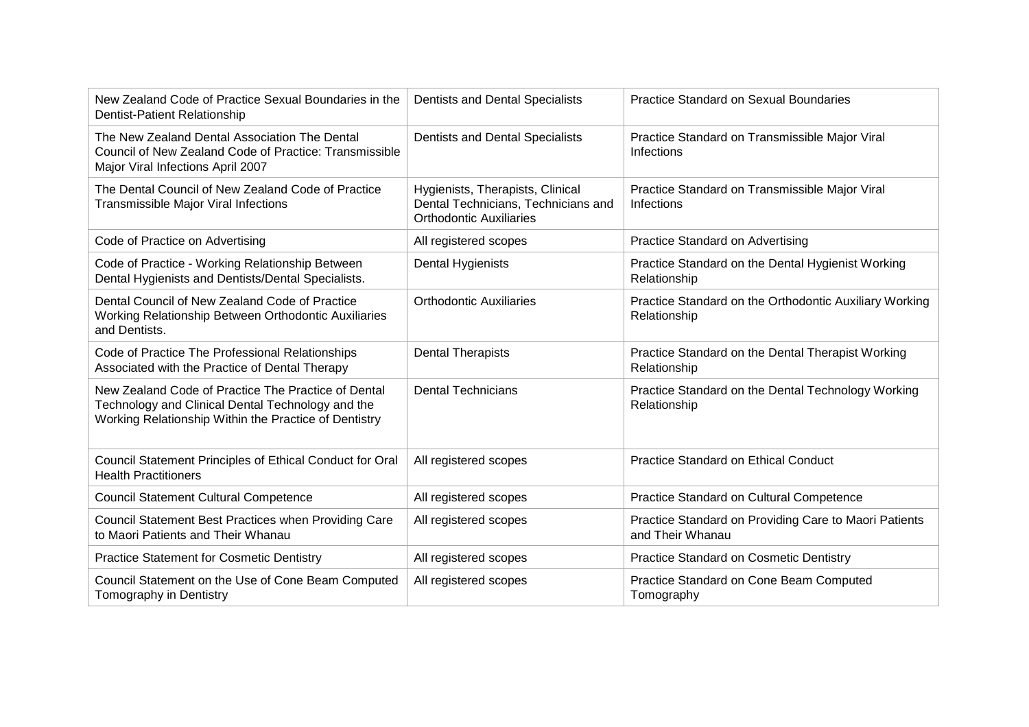| | | |
|---|---|---|
| New Zealand Code of Practice Sexual Boundaries in the Dentist-Patient Relationship | Dentists and Dental Specialists | Practice Standard on Sexual Boundaries |
| The New Zealand Dental Association The Dental Council of New Zealand Code of Practice: Transmissible Major Viral Infections April 2007 | Dentists and Dental Specialists | Practice Standard on Transmissible Major Viral Infections |
| The Dental Council of New Zealand Code of Practice Transmissible Major Viral Infections | Hygienists, Therapists, Clinical Dental Technicians, Technicians and Orthodontic Auxiliaries | Practice Standard on Transmissible Major Viral Infections |
| Code of Practice on Advertising | All registered scopes | Practice Standard on Advertising |
| Code of Practice - Working Relationship Between Dental Hygienists and Dentists/Dental Specialists. | Dental Hygienists | Practice Standard on the Dental Hygienist Working Relationship |
| Dental Council of New Zealand Code of Practice Working Relationship Between Orthodontic Auxiliaries and Dentists. | Orthodontic Auxiliaries | Practice Standard on the Orthodontic Auxiliary Working Relationship |
| Code of Practice The Professional Relationships Associated with the Practice of Dental Therapy | Dental Therapists | Practice Standard on the Dental Therapist Working Relationship |
| New Zealand Code of Practice The Practice of Dental Technology and Clinical Dental Technology and the Working Relationship Within the Practice of Dentistry | Dental Technicians | Practice Standard on the Dental Technology Working Relationship |
| Council Statement Principles of Ethical Conduct for Oral Health Practitioners | All registered scopes | Practice Standard on Ethical Conduct |
| Council Statement Cultural Competence | All registered scopes | Practice Standard on Cultural Competence |
| Council Statement Best Practices when Providing Care to Maori Patients and Their Whanau | All registered scopes | Practice Standard on Providing Care to Maori Patients and Their Whanau |
| Practice Statement for Cosmetic Dentistry | All registered scopes | Practice Standard on Cosmetic Dentistry |
| Council Statement on the Use of Cone Beam Computed Tomography in Dentistry | All registered scopes | Practice Standard on Cone Beam Computed Tomography |